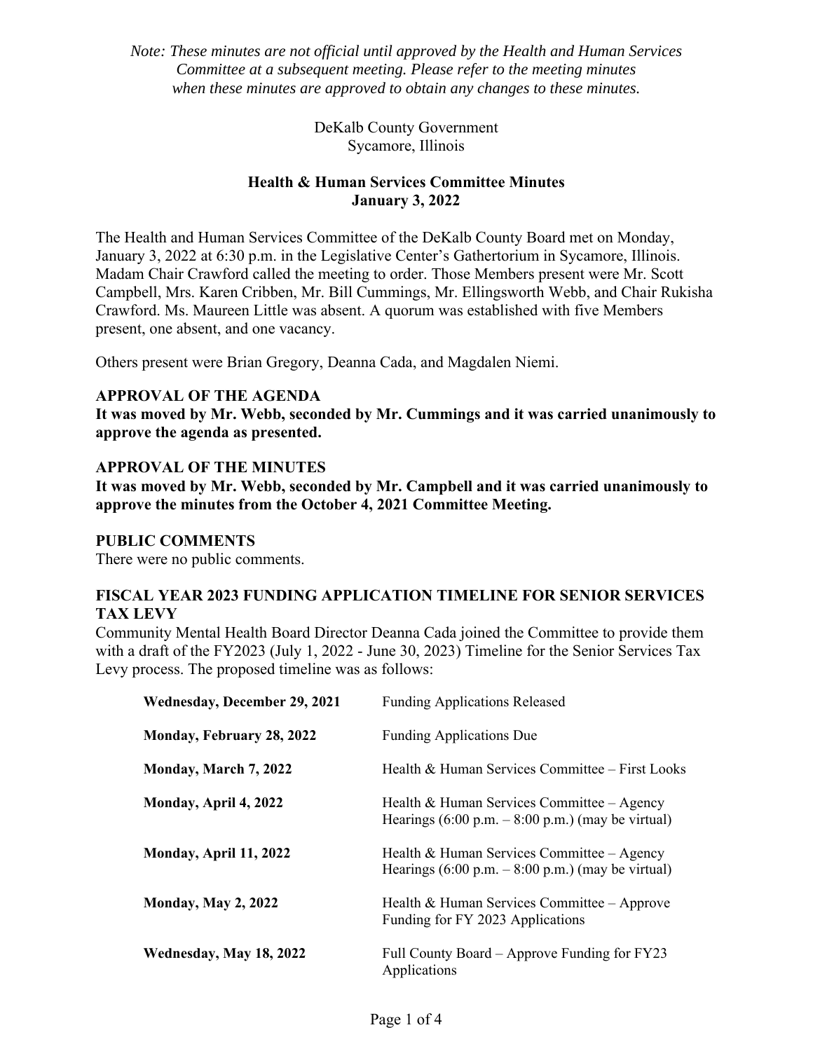*Note: These minutes are not official until approved by the Health and Human Services Committee at a subsequent meeting. Please refer to the meeting minutes when these minutes are approved to obtain any changes to these minutes.*

DeKalb County Government
Sycamore, Illinois

## Health & Human Services Committee Minutes
## January 3, 2022

The Health and Human Services Committee of the DeKalb County Board met on Monday, January 3, 2022 at 6:30 p.m. in the Legislative Center's Gathertorium in Sycamore, Illinois. Madam Chair Crawford called the meeting to order. Those Members present were Mr. Scott Campbell, Mrs. Karen Cribben, Mr. Bill Cummings, Mr. Ellingsworth Webb, and Chair Rukisha Crawford. Ms. Maureen Little was absent. A quorum was established with five Members present, one absent, and one vacancy.

Others present were Brian Gregory, Deanna Cada, and Magdalen Niemi.

### APPROVAL OF THE AGENDA

**It was moved by Mr. Webb, seconded by Mr. Cummings and it was carried unanimously to approve the agenda as presented.**

### APPROVAL OF THE MINUTES

**It was moved by Mr. Webb, seconded by Mr. Campbell and it was carried unanimously to approve the minutes from the October 4, 2021 Committee Meeting.**

### PUBLIC COMMENTS

There were no public comments.

### FISCAL YEAR 2023 FUNDING APPLICATION TIMELINE FOR SENIOR SERVICES TAX LEVY

Community Mental Health Board Director Deanna Cada joined the Committee to provide them with a draft of the FY2023 (July 1, 2022 - June 30, 2023) Timeline for the Senior Services Tax Levy process. The proposed timeline was as follows:

| | |
|---|---|
| **Wednesday, December 29, 2021** | Funding Applications Released |
| **Monday, February 28, 2022** | Funding Applications Due |
| **Monday, March 7, 2022** | Health & Human Services Committee – First Looks |
| **Monday, April 4, 2022** | Health & Human Services Committee – Agency Hearings (6:00 p.m. – 8:00 p.m.) (may be virtual) |
| **Monday, April 11, 2022** | Health & Human Services Committee – Agency Hearings (6:00 p.m. – 8:00 p.m.) (may be virtual) |
| **Monday, May 2, 2022** | Health & Human Services Committee – Approve Funding for FY 2023 Applications |
| **Wednesday, May 18, 2022** | Full County Board – Approve Funding for FY23 Applications |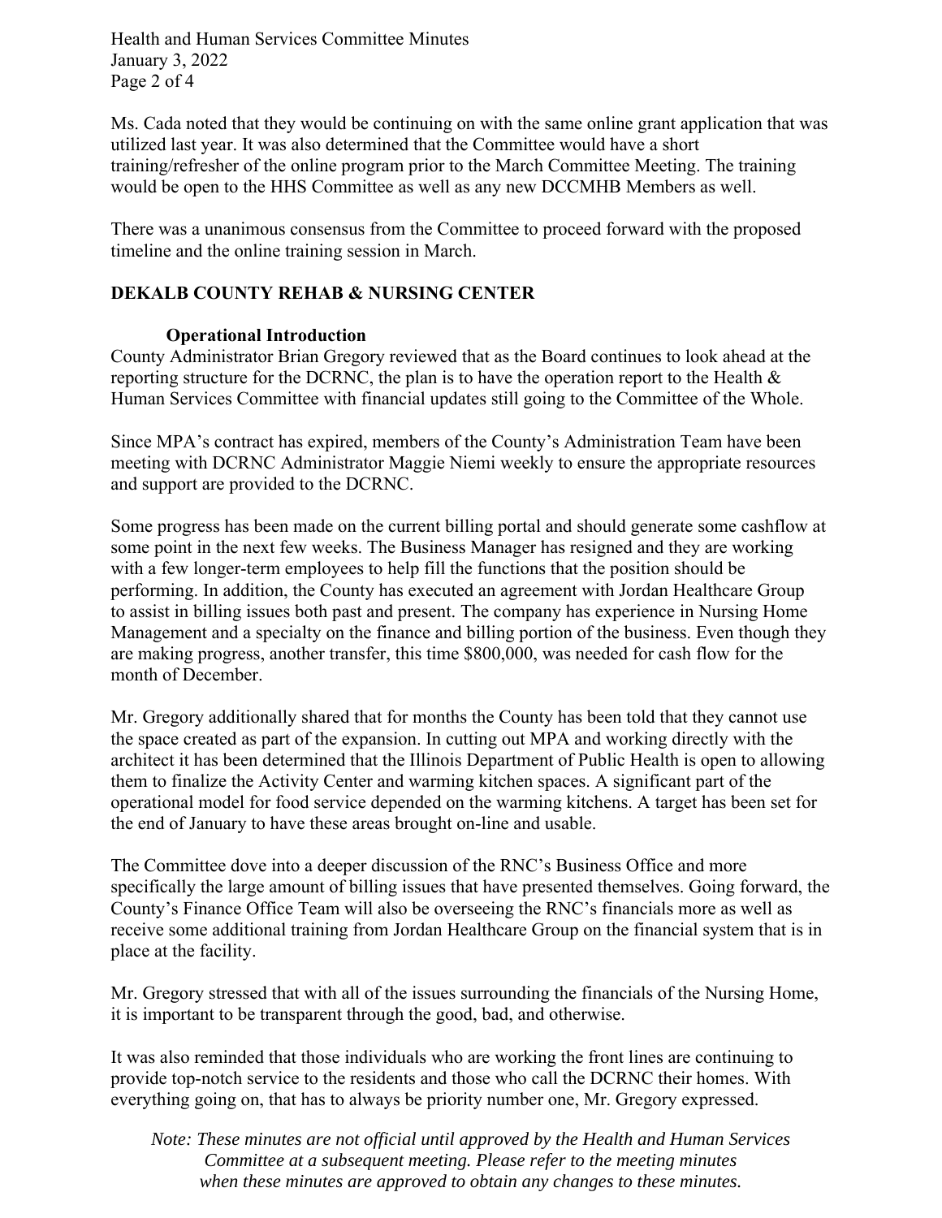Ms. Cada noted that they would be continuing on with the same online grant application that was utilized last year. It was also determined that the Committee would have a short training/refresher of the online program prior to the March Committee Meeting. The training would be open to the HHS Committee as well as any new DCCMHB Members as well.

There was a unanimous consensus from the Committee to proceed forward with the proposed timeline and the online training session in March.

## DEKALB COUNTY REHAB & NURSING CENTER

### Operational Introduction

County Administrator Brian Gregory reviewed that as the Board continues to look ahead at the reporting structure for the DCRNC, the plan is to have the operation report to the Health & Human Services Committee with financial updates still going to the Committee of the Whole.

Since MPA's contract has expired, members of the County's Administration Team have been meeting with DCRNC Administrator Maggie Niemi weekly to ensure the appropriate resources and support are provided to the DCRNC.

Some progress has been made on the current billing portal and should generate some cashflow at some point in the next few weeks. The Business Manager has resigned and they are working with a few longer-term employees to help fill the functions that the position should be performing. In addition, the County has executed an agreement with Jordan Healthcare Group to assist in billing issues both past and present. The company has experience in Nursing Home Management and a specialty on the finance and billing portion of the business. Even though they are making progress, another transfer, this time $800,000, was needed for cash flow for the month of December.

Mr. Gregory additionally shared that for months the County has been told that they cannot use the space created as part of the expansion. In cutting out MPA and working directly with the architect it has been determined that the Illinois Department of Public Health is open to allowing them to finalize the Activity Center and warming kitchen spaces. A significant part of the operational model for food service depended on the warming kitchens. A target has been set for the end of January to have these areas brought on-line and usable.

The Committee dove into a deeper discussion of the RNC's Business Office and more specifically the large amount of billing issues that have presented themselves. Going forward, the County's Finance Office Team will also be overseeing the RNC's financials more as well as receive some additional training from Jordan Healthcare Group on the financial system that is in place at the facility.

Mr. Gregory stressed that with all of the issues surrounding the financials of the Nursing Home, it is important to be transparent through the good, bad, and otherwise.

It was also reminded that those individuals who are working the front lines are continuing to provide top-notch service to the residents and those who call the DCRNC their homes. With everything going on, that has to always be priority number one, Mr. Gregory expressed.

*Note: These minutes are not official until approved by the Health and Human Services Committee at a subsequent meeting. Please refer to the meeting minutes when these minutes are approved to obtain any changes to these minutes.*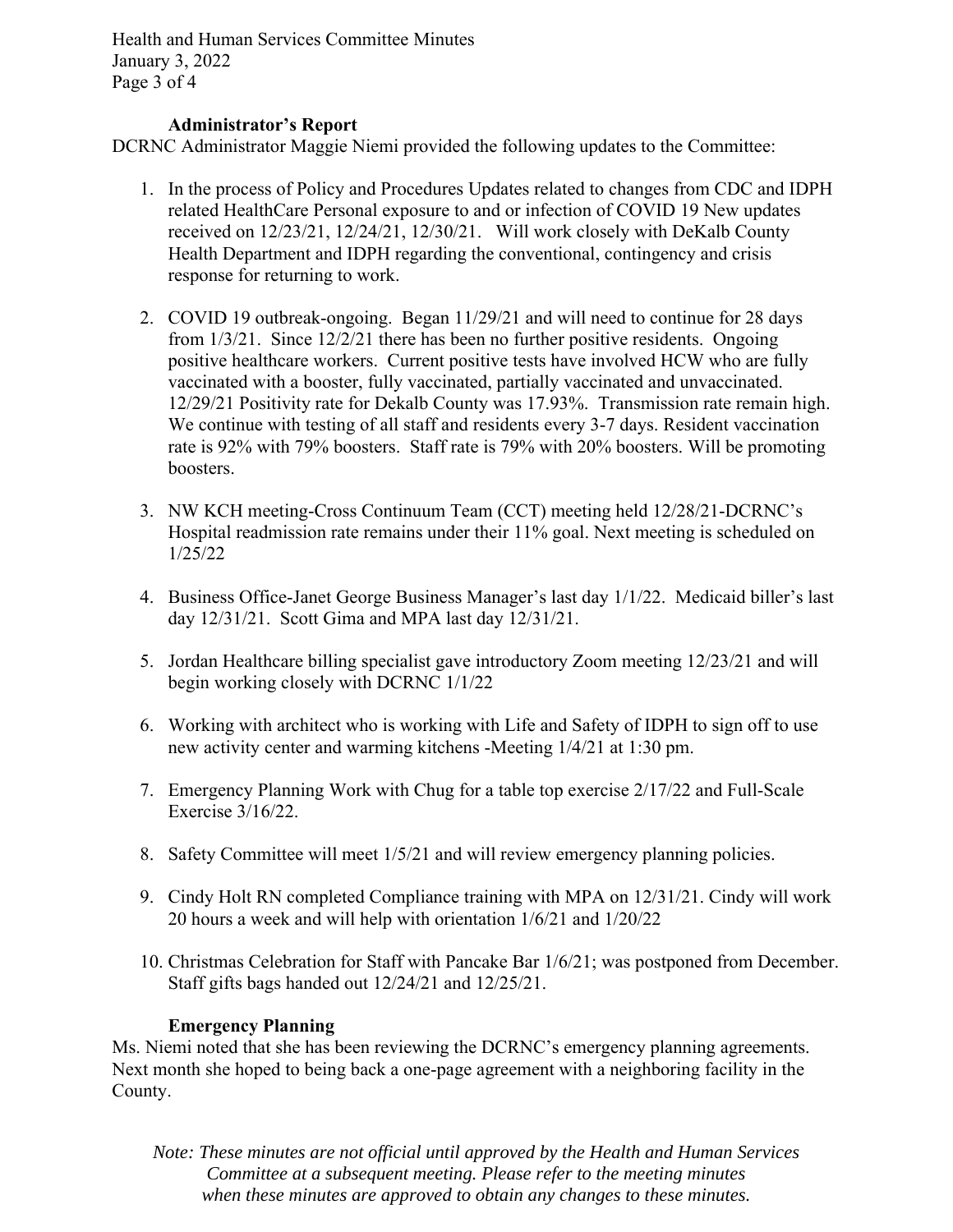### Administrator's Report

DCRNC Administrator Maggie Niemi provided the following updates to the Committee:

1. In the process of Policy and Procedures Updates related to changes from CDC and IDPH related HealthCare Personal exposure to and or infection of COVID 19 New updates received on 12/23/21, 12/24/21, 12/30/21. Will work closely with DeKalb County Health Department and IDPH regarding the conventional, contingency and crisis response for returning to work.

2. COVID 19 outbreak-ongoing. Began 11/29/21 and will need to continue for 28 days from 1/3/21. Since 12/2/21 there has been no further positive residents. Ongoing positive healthcare workers. Current positive tests have involved HCW who are fully vaccinated with a booster, fully vaccinated, partially vaccinated and unvaccinated. 12/29/21 Positivity rate for Dekalb County was 17.93%. Transmission rate remain high. We continue with testing of all staff and residents every 3-7 days. Resident vaccination rate is 92% with 79% boosters. Staff rate is 79% with 20% boosters. Will be promoting boosters.

3. NW KCH meeting-Cross Continuum Team (CCT) meeting held 12/28/21-DCRNC's Hospital readmission rate remains under their 11% goal. Next meeting is scheduled on 1/25/22

4. Business Office-Janet George Business Manager's last day 1/1/22. Medicaid biller's last day 12/31/21. Scott Gima and MPA last day 12/31/21.

5. Jordan Healthcare billing specialist gave introductory Zoom meeting 12/23/21 and will begin working closely with DCRNC 1/1/22

6. Working with architect who is working with Life and Safety of IDPH to sign off to use new activity center and warming kitchens -Meeting 1/4/21 at 1:30 pm.

7. Emergency Planning Work with Chug for a table top exercise 2/17/22 and Full-Scale Exercise 3/16/22.

8. Safety Committee will meet 1/5/21 and will review emergency planning policies.

9. Cindy Holt RN completed Compliance training with MPA on 12/31/21. Cindy will work 20 hours a week and will help with orientation 1/6/21 and 1/20/22

10. Christmas Celebration for Staff with Pancake Bar 1/6/21; was postponed from December. Staff gifts bags handed out 12/24/21 and 12/25/21.

### Emergency Planning

Ms. Niemi noted that she has been reviewing the DCRNC's emergency planning agreements. Next month she hoped to being back a one-page agreement with a neighboring facility in the County.

*Note: These minutes are not official until approved by the Health and Human Services Committee at a subsequent meeting. Please refer to the meeting minutes when these minutes are approved to obtain any changes to these minutes.*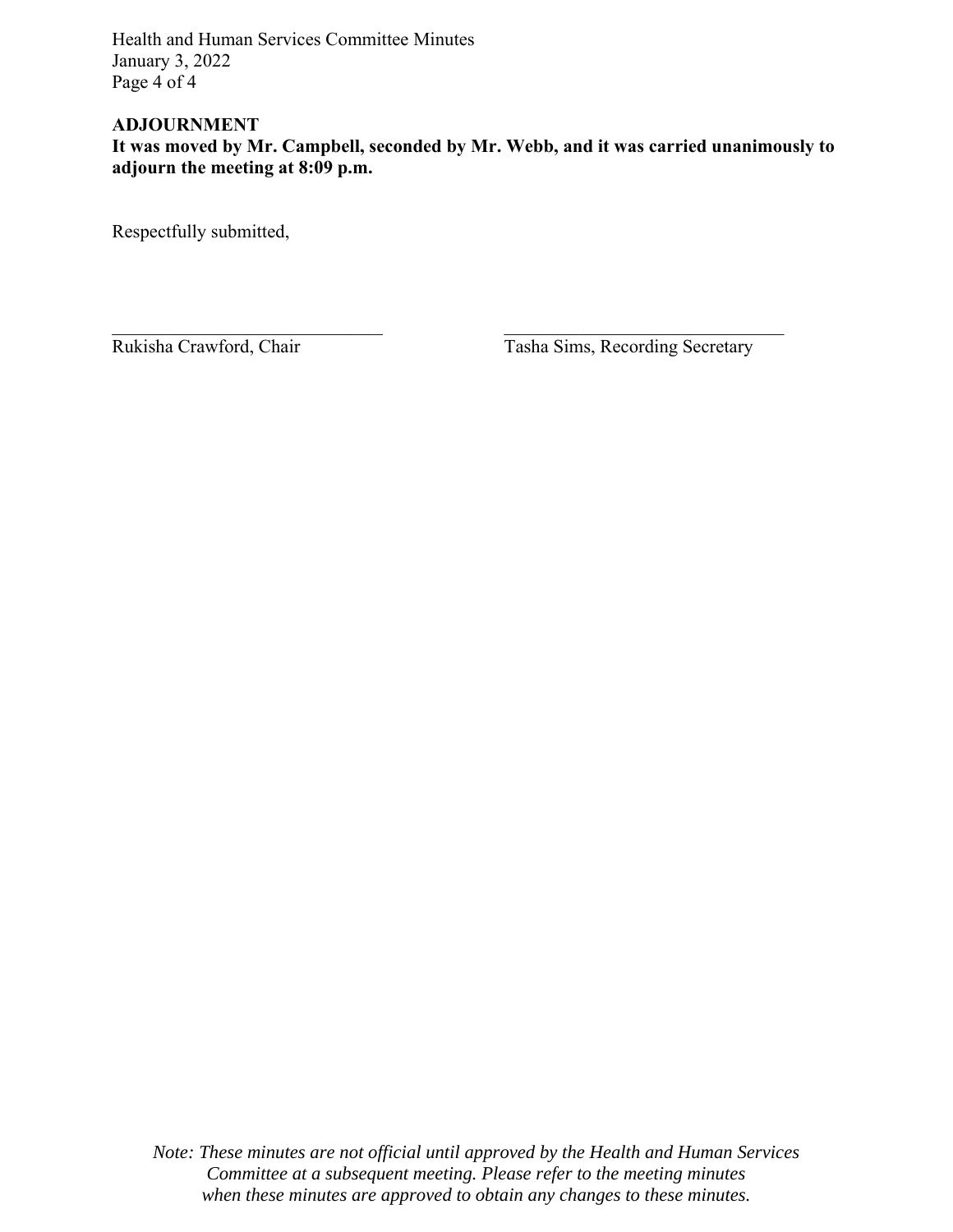**ADJOURNMENT**

**It was moved by Mr. Campbell, seconded by Mr. Webb, and it was carried unanimously to adjourn the meeting at 8:09 p.m.**

Respectfully submitted,

\_\_\_\_\_\_\_\_\_\_\_\_\_\_\_\_\_\_\_\_\_\_\_\_\_\_\_\_\_\_
Rukisha Crawford, Chair

\_\_\_\_\_\_\_\_\_\_\_\_\_\_\_\_\_\_\_\_\_\_\_\_\_\_\_\_\_\_
Tasha Sims, Recording Secretary

*Note: These minutes are not official until approved by the Health and Human Services Committee at a subsequent meeting. Please refer to the meeting minutes when these minutes are approved to obtain any changes to these minutes.*